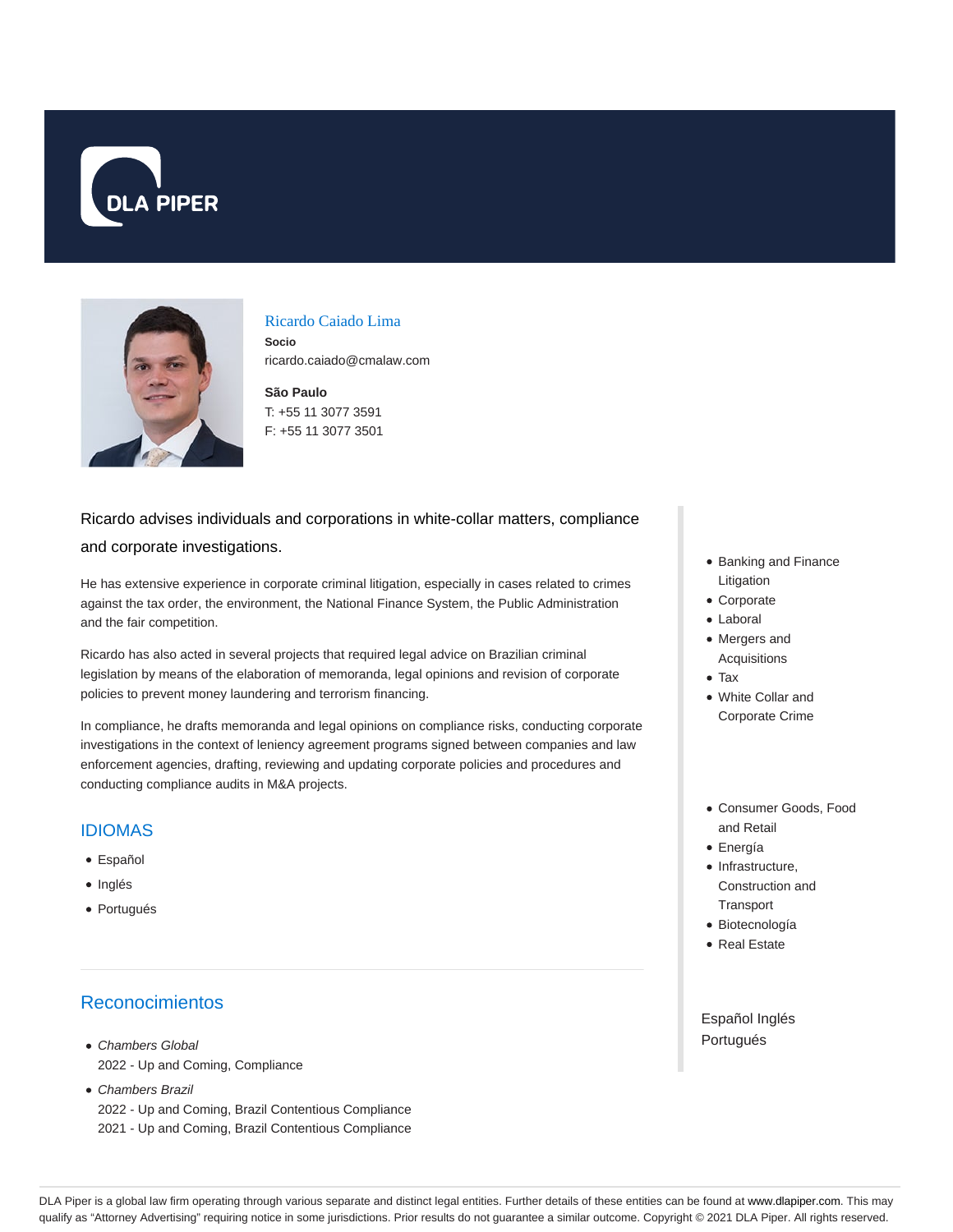DLA PIPER

# Ricardo Caiado Lima

**Socio**

ricardo.caiado@cmalaw.com

**São Paulo**

T: +55 11 3077 3591

F: +55 11 3077 3501

Ricardo advises individuals and corporations in white-collar matters, compliance and corporate investigations.

He has extensive experience in corporate criminal litigation, especially in cases related to crimes against the tax order, the environment, the National Finance System, the Public Administration and the fair competition.

Ricardo has also acted in several projects that required legal advice on Brazilian criminal legislation by means of the elaboration of memoranda, legal opinions and revision of corporate policies to prevent money laundering and terrorism financing.

In compliance, he drafts memoranda and legal opinions on compliance risks, conducting corporate investigations in the context of leniency agreement programs signed between companies and law enforcement agencies, drafting, reviewing and updating corporate policies and procedures and conducting compliance audits in M&A projects.

## IDIOMAS

- Español
- Inglés
- Portugués

## Reconocimientos

- *Chambers Global*
  2022 - Up and Coming, Compliance
- *Chambers Brazil*
  2022 - Up and Coming, Brazil Contentious Compliance
  2021 - Up and Coming, Brazil Contentious Compliance

- Banking and Finance Litigation
- Corporate
- Laboral
- Mergers and Acquisitions
- Tax
- White Collar and Corporate Crime

- Consumer Goods, Food and Retail
- Energía
- Infrastructure, Construction and Transport
- Biotecnología
- Real Estate

Español Inglés Portugués

DLA Piper is a global law firm operating through various separate and distinct legal entities. Further details of these entities can be found at www.dlapiper.com. This may qualify as "Attorney Advertising" requiring notice in some jurisdictions. Prior results do not guarantee a similar outcome. Copyright © 2021 DLA Piper. All rights reserved.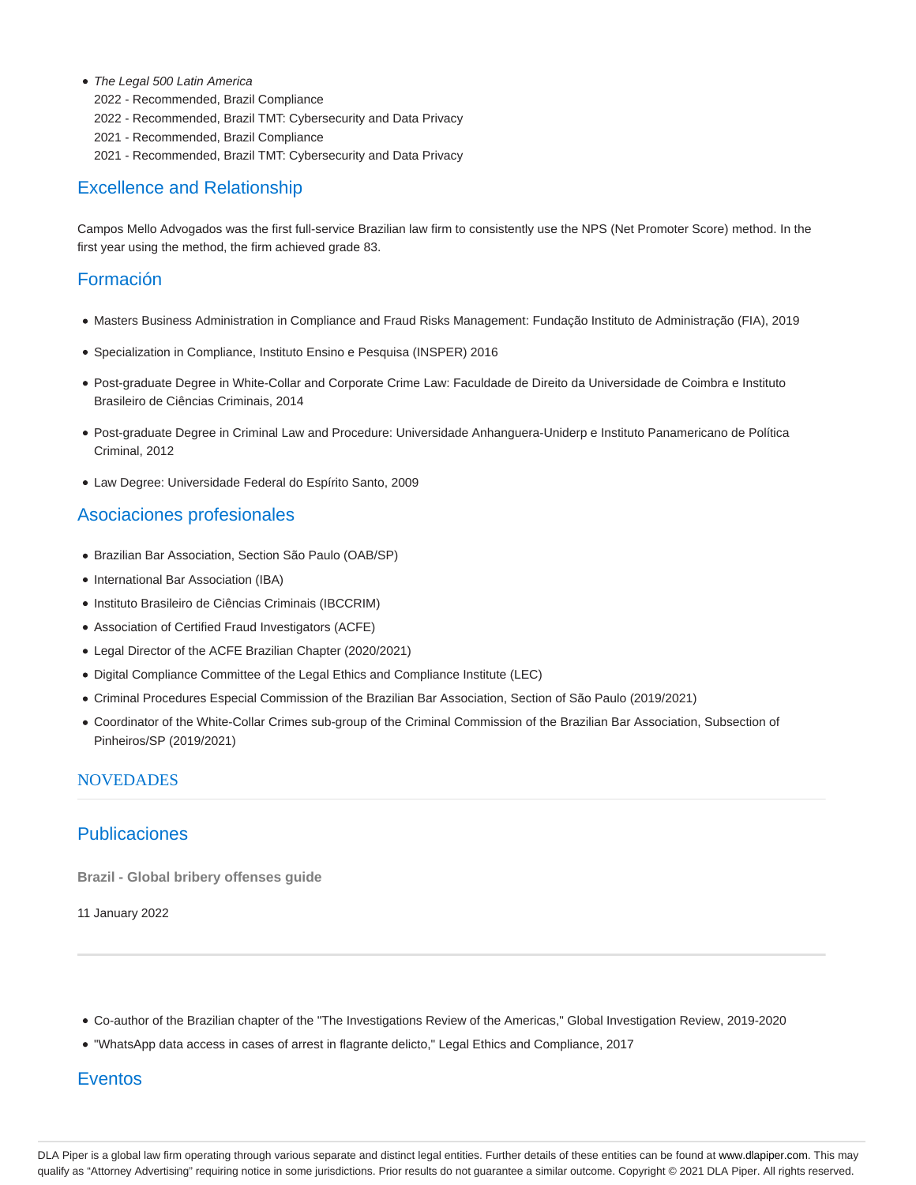- *The Legal 500 Latin America*
  2022 - Recommended, Brazil Compliance
  2022 - Recommended, Brazil TMT: Cybersecurity and Data Privacy
  2021 - Recommended, Brazil Compliance
  2021 - Recommended, Brazil TMT: Cybersecurity and Data Privacy

## Excellence and Relationship

Campos Mello Advogados was the first full-service Brazilian law firm to consistently use the NPS (Net Promoter Score) method. In the first year using the method, the firm achieved grade 83.

## Formación

- Masters Business Administration in Compliance and Fraud Risks Management: Fundação Instituto de Administração (FIA), 2019
- Specialization in Compliance, Instituto Ensino e Pesquisa (INSPER) 2016
- Post-graduate Degree in White-Collar and Corporate Crime Law: Faculdade de Direito da Universidade de Coimbra e Instituto Brasileiro de Ciências Criminais, 2014
- Post-graduate Degree in Criminal Law and Procedure: Universidade Anhanguera-Uniderp e Instituto Panamericano de Política Criminal, 2012
- Law Degree: Universidade Federal do Espírito Santo, 2009

## Asociaciones profesionales

- Brazilian Bar Association, Section São Paulo (OAB/SP)
- International Bar Association (IBA)
- Instituto Brasileiro de Ciências Criminais (IBCCRIM)
- Association of Certified Fraud Investigators (ACFE)
- Legal Director of the ACFE Brazilian Chapter (2020/2021)
- Digital Compliance Committee of the Legal Ethics and Compliance Institute (LEC)
- Criminal Procedures Especial Commission of the Brazilian Bar Association, Section of São Paulo (2019/2021)
- Coordinator of the White-Collar Crimes sub-group of the Criminal Commission of the Brazilian Bar Association, Subsection of Pinheiros/SP (2019/2021)

## NOVEDADES

## Publicaciones

**Brazil - Global bribery offenses guide**

11 January 2022

- Co-author of the Brazilian chapter of the "The Investigations Review of the Americas," Global Investigation Review, 2019-2020
- "WhatsApp data access in cases of arrest in flagrante delicto," Legal Ethics and Compliance, 2017

## Eventos

DLA Piper is a global law firm operating through various separate and distinct legal entities. Further details of these entities can be found at www.dlapiper.com. This may qualify as "Attorney Advertising" requiring notice in some jurisdictions. Prior results do not guarantee a similar outcome. Copyright © 2021 DLA Piper. All rights reserved.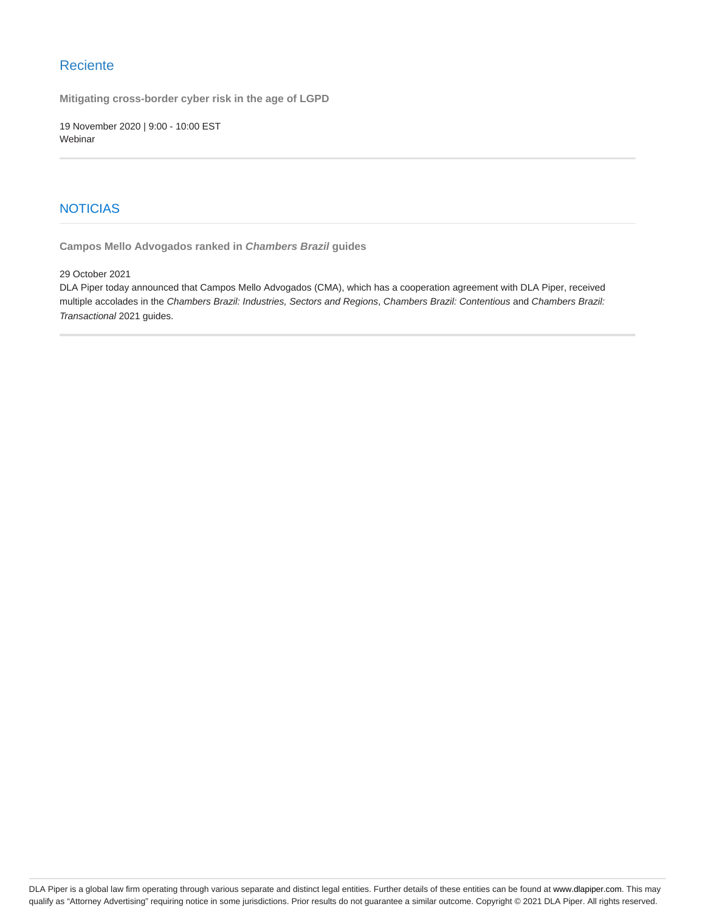## Reciente

**Mitigating cross-border cyber risk in the age of LGPD**

19 November 2020 | 9:00 - 10:00 EST
Webinar

## NOTICIAS

**Campos Mello Advogados ranked in *Chambers Brazil* guides**

29 October 2021
DLA Piper today announced that Campos Mello Advogados (CMA), which has a cooperation agreement with DLA Piper, received multiple accolades in the *Chambers Brazil: Industries, Sectors and Regions*, *Chambers Brazil: Contentious* and *Chambers Brazil: Transactional* 2021 guides.

DLA Piper is a global law firm operating through various separate and distinct legal entities. Further details of these entities can be found at www.dlapiper.com. This may qualify as "Attorney Advertising" requiring notice in some jurisdictions. Prior results do not guarantee a similar outcome. Copyright © 2021 DLA Piper. All rights reserved.